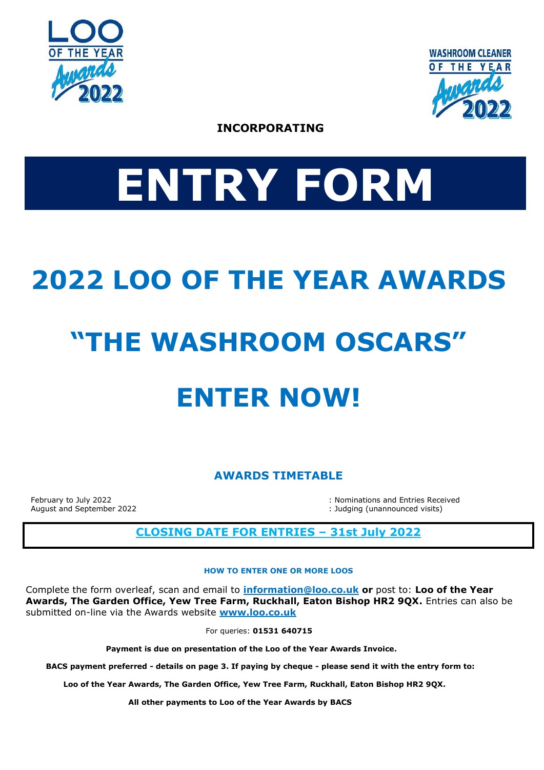LOO OF THE YEAR Awards 2022

WASHROOM CLEANER OF THE YEAR Awards 2022

**INCORPORATING**

# ENTRY FORM

# 2022 LOO OF THE YEAR AWARDS

# "THE WASHROOM OSCARS"

# ENTER NOW!

## AWARDS TIMETABLE

| | |
|---|---|
| February to July 2022 | : Nominations and Entries Received |
| August and September 2022 | : Judging (unannounced visits) |

**CLOSING DATE FOR ENTRIES – 31st July 2022**

**HOW TO ENTER ONE OR MORE LOOS**

Complete the form overleaf, scan and email to **information@loo.co.uk** **or** post to: **Loo of the Year Awards, The Garden Office, Yew Tree Farm, Ruckhall, Eaton Bishop HR2 9QX.** Entries can also be submitted on-line via the Awards website **www.loo.co.uk**

For queries: **01531 640715**

**Payment is due on presentation of the Loo of the Year Awards Invoice.**

**BACS payment preferred - details on page 3. If paying by cheque - please send it with the entry form to:**

**Loo of the Year Awards, The Garden Office, Yew Tree Farm, Ruckhall, Eaton Bishop HR2 9QX.**

**All other payments to Loo of the Year Awards by BACS**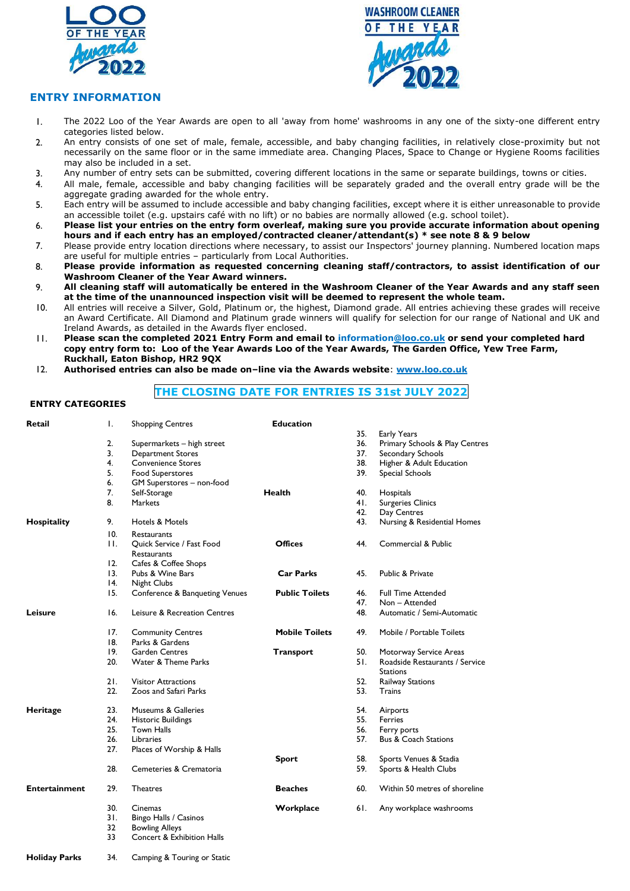LOO OF THE YEAR Awards 2022

WASHROOM CLEANER OF THE YEAR Awards 2022

## ENTRY INFORMATION

1. The 2022 Loo of the Year Awards are open to all 'away from home' washrooms in any one of the sixty-one different entry categories listed below.
2. An entry consists of one set of male, female, accessible, and baby changing facilities, in relatively close-proximity but not necessarily on the same floor or in the same immediate area. Changing Places, Space to Change or Hygiene Rooms facilities may also be included in a set.
3. Any number of entry sets can be submitted, covering different locations in the same or separate buildings, towns or cities.
4. All male, female, accessible and baby changing facilities will be separately graded and the overall entry grade will be the aggregate grading awarded for the whole entry.
5. Each entry will be assumed to include accessible and baby changing facilities, except where it is either unreasonable to provide an accessible toilet (e.g. upstairs café with no lift) or no babies are normally allowed (e.g. school toilet).
6. **Please list your entries on the entry form overleaf, making sure you provide accurate information about opening hours and if each entry has an employed/contracted cleaner/attendant(s) * see note 8 & 9 below**
7. Please provide entry location directions where necessary, to assist our Inspectors' journey planning. Numbered location maps are useful for multiple entries – particularly from Local Authorities.
8. **Please provide information as requested concerning cleaning staff/contractors, to assist identification of our Washroom Cleaner of the Year Award winners.**
9. **All cleaning staff will automatically be entered in the Washroom Cleaner of the Year Awards and any staff seen at the time of the unannounced inspection visit will be deemed to represent the whole team.**
10. All entries will receive a Silver, Gold, Platinum or, the highest, Diamond grade. All entries achieving these grades will receive an Award Certificate. All Diamond and Platinum grade winners will qualify for selection for our range of National and UK and Ireland Awards, as detailed in the Awards flyer enclosed.
11. **Please scan the completed 2021 Entry Form and email to information@loo.co.uk or send your completed hard copy entry form to: Loo of the Year Awards Loo of the Year Awards, The Garden Office, Yew Tree Farm, Ruckhall, Eaton Bishop, HR2 9QX**
12. **Authorised entries can also be made on–line via the Awards website**: **www.loo.co.uk**

**THE CLOSING DATE FOR ENTRIES IS 31st JULY 2022**

### ENTRY CATEGORIES

| Category | No. | Entry | Category | No. | Entry |
|---|---|---|---|---|---|
| **Retail** | 1. | Shopping Centres | **Education** | 35. | Early Years |
| | 2. | Supermarkets – high street | | 36. | Primary Schools & Play Centres |
| | 3. | Department Stores | | 37. | Secondary Schools |
| | 4. | Convenience Stores | | 38. | Higher & Adult Education |
| | 5. | Food Superstores | | 39. | Special Schools |
| | 6. | GM Superstores – non-food | | | |
| | 7. | Self-Storage | **Health** | 40. | Hospitals |
| | 8. | Markets | | 41. | Surgeries Clinics |
| | | | | 42. | Day Centres |
| **Hospitality** | 9. | Hotels & Motels | | 43. | Nursing & Residential Homes |
| | 10. | Restaurants | | | |
| | 11. | Quick Service / Fast Food Restaurants | **Offices** | 44. | Commercial & Public |
| | 12. | Cafes & Coffee Shops | | | |
| | 13. | Pubs & Wine Bars | **Car Parks** | 45. | Public & Private |
| | 14. | Night Clubs | | | |
| | 15. | Conference & Banqueting Venues | **Public Toilets** | 46. | Full Time Attended |
| | | | | 47. | Non – Attended |
| **Leisure** | 16. | Leisure & Recreation Centres | | 48. | Automatic / Semi-Automatic |
| | 17. | Community Centres | **Mobile Toilets** | 49. | Mobile / Portable Toilets |
| | 18. | Parks & Gardens | | | |
| | 19. | Garden Centres | **Transport** | 50. | Motorway Service Areas |
| | 20. | Water & Theme Parks | | 51. | Roadside Restaurants / Service Stations |
| | 21. | Visitor Attractions | | 52. | Railway Stations |
| | 22. | Zoos and Safari Parks | | 53. | Trains |
| **Heritage** | 23. | Museums & Galleries | | 54. | Airports |
| | 24. | Historic Buildings | | 55. | Ferries |
| | 25. | Town Halls | | 56. | Ferry ports |
| | 26. | Libraries | | 57. | Bus & Coach Stations |
| | 27. | Places of Worship & Halls | | | |
| | | | **Sport** | 58. | Sports Venues & Stadia |
| | 28. | Cemeteries & Crematoria | | 59. | Sports & Health Clubs |
| **Entertainment** | 29. | Theatres | **Beaches** | 60. | Within 50 metres of shoreline |
| | 30. | Cinemas | **Workplace** | 61. | Any workplace washrooms |
| | 31. | Bingo Halls / Casinos | | | |
| | 32 | Bowling Alleys | | | |
| | 33 | Concert & Exhibition Halls | | | |
| **Holiday Parks** | 34. | Camping & Touring or Static | | | |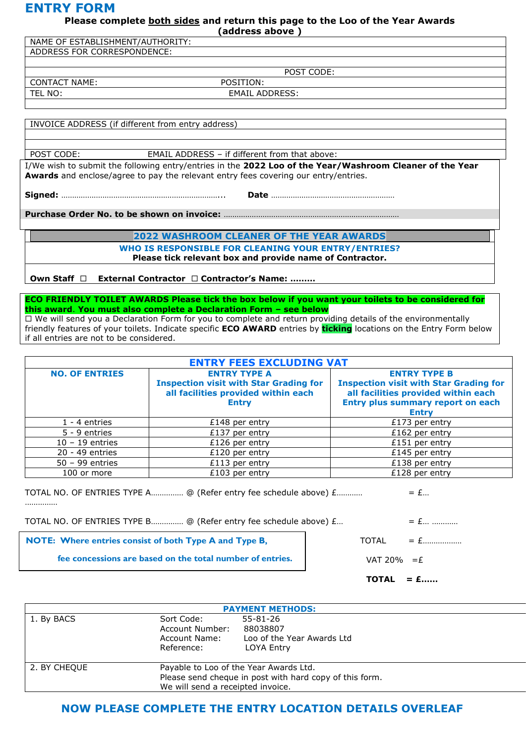# ENTRY FORM

**Please complete both sides and return this page to the Loo of the Year Awards (address above )**

| NAME OF ESTABLISHMENT/AUTHORITY: | |
|---|---|
| ADDRESS FOR CORRESPONDENCE: | |
| | |
| | POST CODE: |
| CONTACT NAME: | POSITION: |
| TEL NO: | EMAIL ADDRESS: |
| | |

| INVOICE ADDRESS (if different from entry address) | |
|---|---|
| | |
| | |
| POST CODE: | EMAIL ADDRESS – if different from that above: |

I/We wish to submit the following entry/entries in the **2022 Loo of the Year/Washroom Cleaner of the Year Awards** and enclose/agree to pay the relevant entry fees covering our entry/entries.

**Signed:** ……………………………………………………………….. **Date** …………………………………………………

**Purchase Order No. to be shown on invoice:** ………………………………………………………………………

## 2022 WASHROOM CLEANER OF THE YEAR AWARDS

**WHO IS RESPONSIBLE FOR CLEANING YOUR ENTRY/ENTRIES?**

**Please tick relevant box and provide name of Contractor.**

**Own Staff** ☐ **External Contractor** ☐ **Contractor's Name: ………**

**ECO FRIENDLY TOILET AWARDS Please tick the box below if you want your toilets to be considered for this award. You must also complete a Declaration Form – see below**

☐ We will send you a Declaration Form for you to complete and return providing details of the environmentally friendly features of your toilets. Indicate specific **ECO AWARD** entries by **ticking** locations on the Entry Form below if all entries are not to be considered.

## ENTRY FEES EXCLUDING VAT

| NO. OF ENTRIES | ENTRY TYPE A Inspection visit with Star Grading for all facilities provided within each Entry | ENTRY TYPE B Inspection visit with Star Grading for all facilities provided within each Entry plus summary report on each Entry |
|---|---|---|
| 1 - 4 entries | £148 per entry | £173 per entry |
| 5 - 9 entries | £137 per entry | £162 per entry |
| 10 – 19 entries | £126 per entry | £151 per entry |
| 20 - 49 entries | £120 per entry | £145 per entry |
| 50 – 99 entries | £113 per entry | £138 per entry |
| 100 or more | £103 per entry | £128 per entry |

TOTAL NO. OF ENTRIES TYPE A………….. @ (Refer entry fee schedule above) £……….. = £… ……………

TOTAL NO. OF ENTRIES TYPE B………….. @ (Refer entry fee schedule above) £… = £… ………..

**NOTE: Where entries consist of both Type A and Type B, fee concessions are based on the total number of entries.**

TOTAL = £………………

VAT 20% =£

**TOTAL = £……**

| PAYMENT METHODS: | | |
|---|---|---|
| 1. By BACS | Sort Code: | 55-81-26 |
| | Account Number: | 88038807 |
| | Account Name: | Loo of the Year Awards Ltd |
| | Reference: | LOYA Entry |
| 2. BY CHEQUE | Payable to Loo of the Year Awards Ltd. Please send cheque in post with hard copy of this form. We will send a receipted invoice. | |

## NOW PLEASE COMPLETE THE ENTRY LOCATION DETAILS OVERLEAF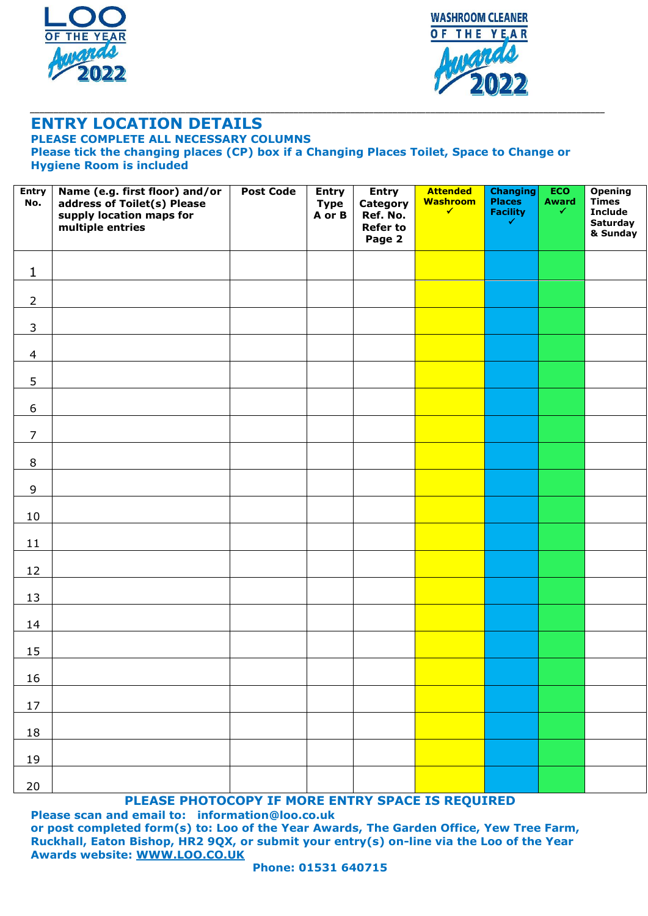# ENTRY LOCATION DETAILS

**PLEASE COMPLETE ALL NECESSARY COLUMNS**

**Please tick the changing places (CP) box if a Changing Places Toilet, Space to Change or Hygiene Room is included**

| Entry No. | Name (e.g. first floor) and/or address of Toilet(s) Please supply location maps for multiple entries | Post Code | Entry Type A or B | Entry Category Ref. No. Refer to Page 2 | Attended Washroom ✓ | Changing Places Facility ✓ | ECO Award ✓ | Opening Times Include Saturday & Sunday |
|---|---|---|---|---|---|---|---|---|
| 1 | | | | | | | | |
| 2 | | | | | | | | |
| 3 | | | | | | | | |
| 4 | | | | | | | | |
| 5 | | | | | | | | |
| 6 | | | | | | | | |
| 7 | | | | | | | | |
| 8 | | | | | | | | |
| 9 | | | | | | | | |
| 10 | | | | | | | | |
| 11 | | | | | | | | |
| 12 | | | | | | | | |
| 13 | | | | | | | | |
| 14 | | | | | | | | |
| 15 | | | | | | | | |
| 16 | | | | | | | | |
| 17 | | | | | | | | |
| 18 | | | | | | | | |
| 19 | | | | | | | | |
| 20 | | | | | | | | |

**PLEASE PHOTOCOPY IF MORE ENTRY SPACE IS REQUIRED**

**Please scan and email to: information@loo.co.uk**
**or post completed form(s) to: Loo of the Year Awards, The Garden Office, Yew Tree Farm, Ruckhall, Eaton Bishop, HR2 9QX, or submit your entry(s) on-line via the Loo of the Year Awards website: WWW.LOO.CO.UK**

**Phone: 01531 640715**